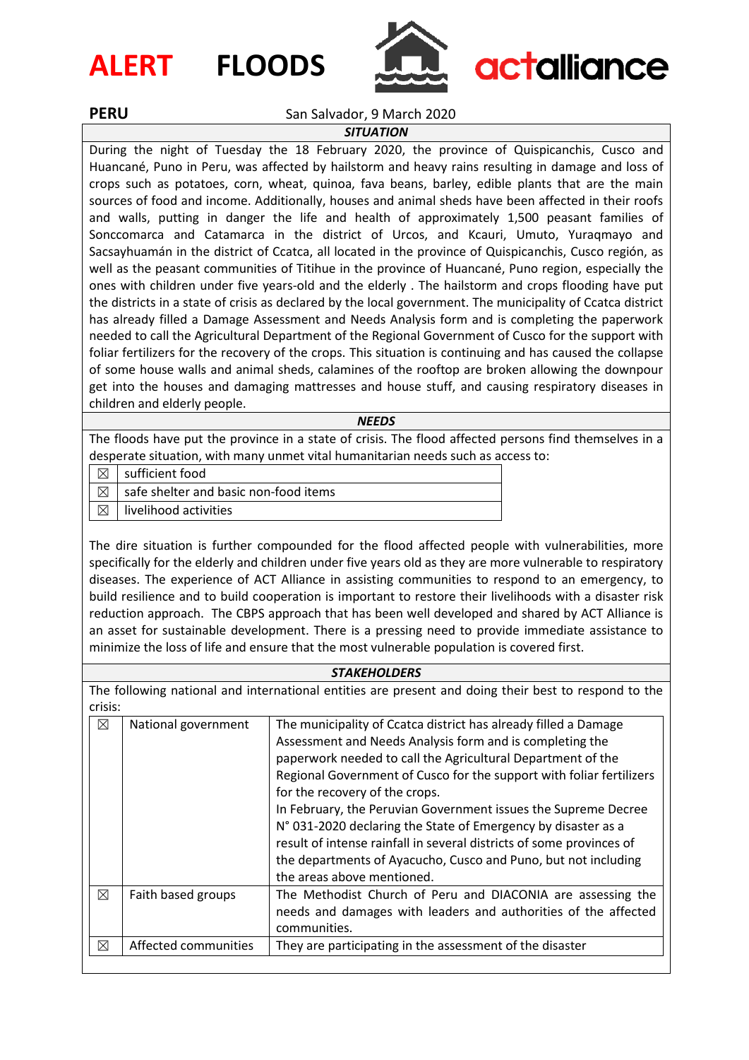# ALERT FLOODS

actalliance

**PERU** San Salvador, 9 March 2020

## *SITUATION*

During the night of Tuesday the 18 February 2020, the province of Quispicanchis, Cusco and Huancané, Puno in Peru, was affected by hailstorm and heavy rains resulting in damage and loss of crops such as potatoes, corn, wheat, quinoa, fava beans, barley, edible plants that are the main sources of food and income. Additionally, houses and animal sheds have been affected in their roofs and walls, putting in danger the life and health of approximately 1,500 peasant families of Sonccomarca and Catamarca in the district of Urcos, and Kcauri, Umuto, Yuraqmayo and Sacsayhuamán in the district of Ccatca, all located in the province of Quispicanchis, Cusco región, as well as the peasant communities of Titihue in the province of Huancané, Puno region, especially the ones with children under five years-old and the elderly . The hailstorm and crops flooding have put the districts in a state of crisis as declared by the local government. The municipality of Ccatca district has already filled a Damage Assessment and Needs Analysis form and is completing the paperwork needed to call the Agricultural Department of the Regional Government of Cusco for the support with foliar fertilizers for the recovery of the crops. This situation is continuing and has caused the collapse of some house walls and animal sheds, calamines of the rooftop are broken allowing the downpour get into the houses and damaging mattresses and house stuff, and causing respiratory diseases in children and elderly people.

## *NEEDS*

The floods have put the province in a state of crisis. The flood affected persons find themselves in a desperate situation, with many unmet vital humanitarian needs such as access to:

| | |
|---|---|
| ☒ | sufficient food |
| ☒ | safe shelter and basic non-food items |
| ☒ | livelihood activities |

The dire situation is further compounded for the flood affected people with vulnerabilities, more specifically for the elderly and children under five years old as they are more vulnerable to respiratory diseases. The experience of ACT Alliance in assisting communities to respond to an emergency, to build resilience and to build cooperation is important to restore their livelihoods with a disaster risk reduction approach. The CBPS approach that has been well developed and shared by ACT Alliance is an asset for sustainable development. There is a pressing need to provide immediate assistance to minimize the loss of life and ensure that the most vulnerable population is covered first.

## *STAKEHOLDERS*

The following national and international entities are present and doing their best to respond to the crisis:

| | | |
|---|---|---|
| ☒ | National government | The municipality of Ccatca district has already filled a Damage Assessment and Needs Analysis form and is completing the paperwork needed to call the Agricultural Department of the Regional Government of Cusco for the support with foliar fertilizers for the recovery of the crops.<br>In February, the Peruvian Government issues the Supreme Decree N° 031-2020 declaring the State of Emergency by disaster as a result of intense rainfall in several districts of some provinces of the departments of Ayacucho, Cusco and Puno, but not including the areas above mentioned. |
| ☒ | Faith based groups | The Methodist Church of Peru and DIACONIA are assessing the needs and damages with leaders and authorities of the affected communities. |
| ☒ | Affected communities | They are participating in the assessment of the disaster |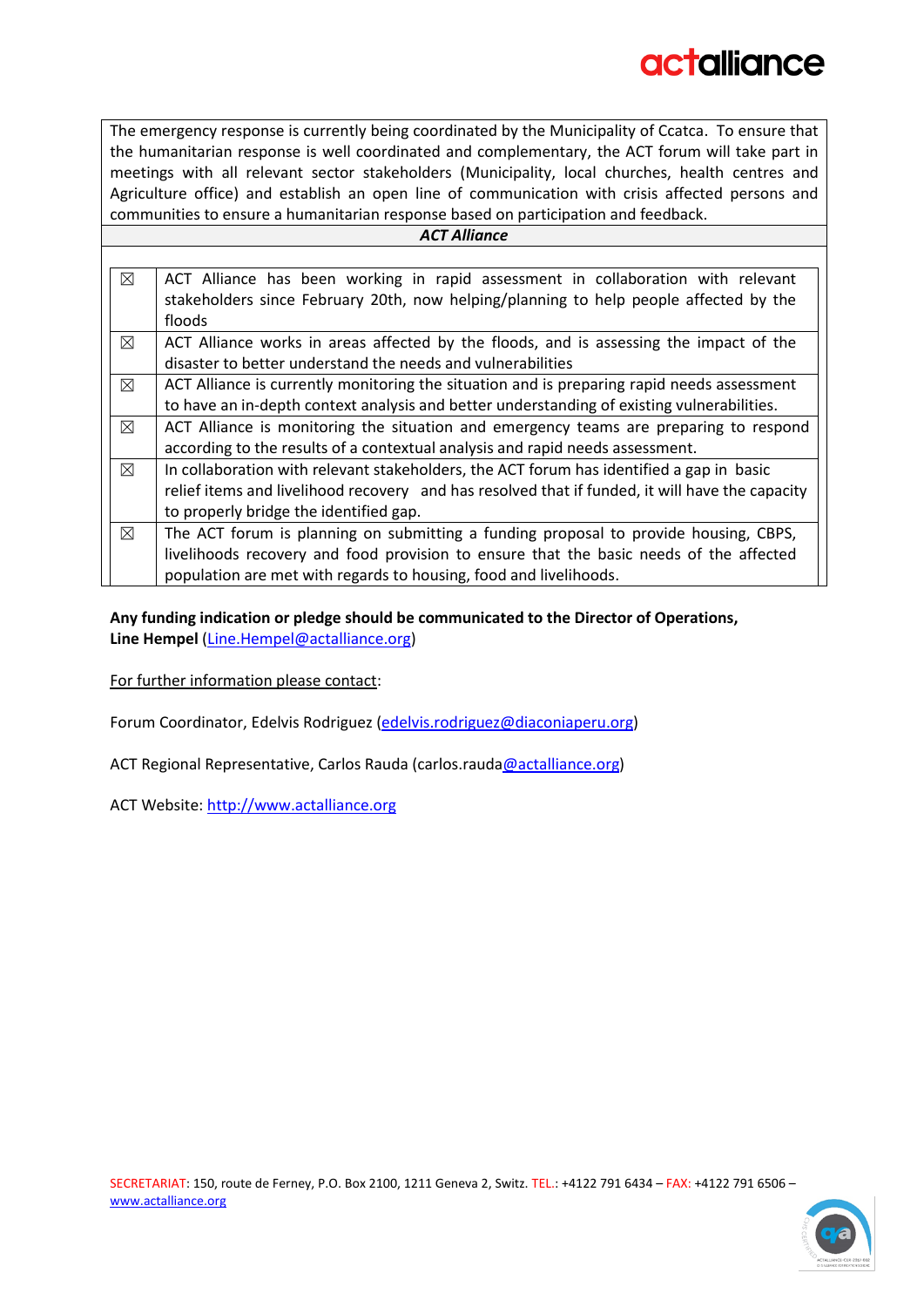The emergency response is currently being coordinated by the Municipality of Ccatca. To ensure that the humanitarian response is well coordinated and complementary, the ACT forum will take part in meetings with all relevant sector stakeholders (Municipality, local churches, health centres and Agriculture office) and establish an open line of communication with crisis affected persons and communities to ensure a humanitarian response based on participation and feedback.

***ACT Alliance***

| | |
|---|---|
| ☒ | ACT Alliance has been working in rapid assessment in collaboration with relevant stakeholders since February 20th, now helping/planning to help people affected by the floods |
| ☒ | ACT Alliance works in areas affected by the floods, and is assessing the impact of the disaster to better understand the needs and vulnerabilities |
| ☒ | ACT Alliance is currently monitoring the situation and is preparing rapid needs assessment to have an in-depth context analysis and better understanding of existing vulnerabilities. |
| ☒ | ACT Alliance is monitoring the situation and emergency teams are preparing to respond according to the results of a contextual analysis and rapid needs assessment. |
| ☒ | In collaboration with relevant stakeholders, the ACT forum has identified a gap in basic relief items and livelihood recovery and has resolved that if funded, it will have the capacity to properly bridge the identified gap. |
| ☒ | The ACT forum is planning on submitting a funding proposal to provide housing, CBPS, livelihoods recovery and food provision to ensure that the basic needs of the affected population are met with regards to housing, food and livelihoods. |

**Any funding indication or pledge should be communicated to the Director of Operations, Line Hempel** (Line.Hempel@actalliance.org)

For further information please contact:

Forum Coordinator, Edelvis Rodriguez (edelvis.rodriguez@diaconiaperu.org)

ACT Regional Representative, Carlos Rauda (carlos.rauda@actalliance.org)

ACT Website: http://www.actalliance.org